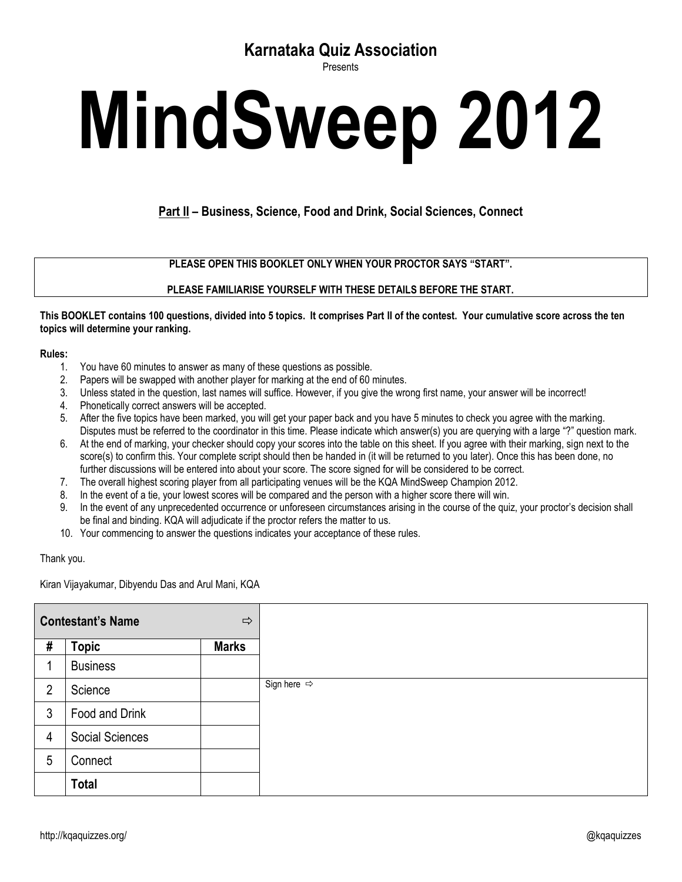**Karnataka Quiz Association**

Presents

# MindSweep 2012

## Part II – Business, Science, Food and Drink, Social Sciences, Connect

**PLEASE OPEN THIS BOOKLET ONLY WHEN YOUR PROCTOR SAYS "START".**

**PLEASE FAMILIARISE YOURSELF WITH THESE DETAILS BEFORE THE START.**

**This BOOKLET contains 100 questions, divided into 5 topics. It comprises Part II of the contest. Your cumulative score across the ten topics will determine your ranking.**

**Rules:**

1. You have 60 minutes to answer as many of these questions as possible.
2. Papers will be swapped with another player for marking at the end of 60 minutes.
3. Unless stated in the question, last names will suffice. However, if you give the wrong first name, your answer will be incorrect!
4. Phonetically correct answers will be accepted.
5. After the five topics have been marked, you will get your paper back and you have 5 minutes to check you agree with the marking. Disputes must be referred to the coordinator in this time. Please indicate which answer(s) you are querying with a large "?" question mark.
6. At the end of marking, your checker should copy your scores into the table on this sheet. If you agree with their marking, sign next to the score(s) to confirm this. Your complete script should then be handed in (it will be returned to you later). Once this has been done, no further discussions will be entered into about your score. The score signed for will be considered to be correct.
7. The overall highest scoring player from all participating venues will be the KQA MindSweep Champion 2012.
8. In the event of a tie, your lowest scores will be compared and the person with a higher score there will win.
9. In the event of any unprecedented occurrence or unforeseen circumstances arising in the course of the quiz, your proctor's decision shall be final and binding. KQA will adjudicate if the proctor refers the matter to us.
10. Your commencing to answer the questions indicates your acceptance of these rules.

Thank you.

Kiran Vijayakumar, Dibyendu Das and Arul Mani, KQA

| **Contestant's Name** ⇨ | | | |
|---|---|---|---|
| **#** | **Topic** | **Marks** | |
| 1 | Business | | |
| 2 | Science | | Sign here ⇨ |
| 3 | Food and Drink | | |
| 4 | Social Sciences | | |
| 5 | Connect | | |
| | **Total** | | |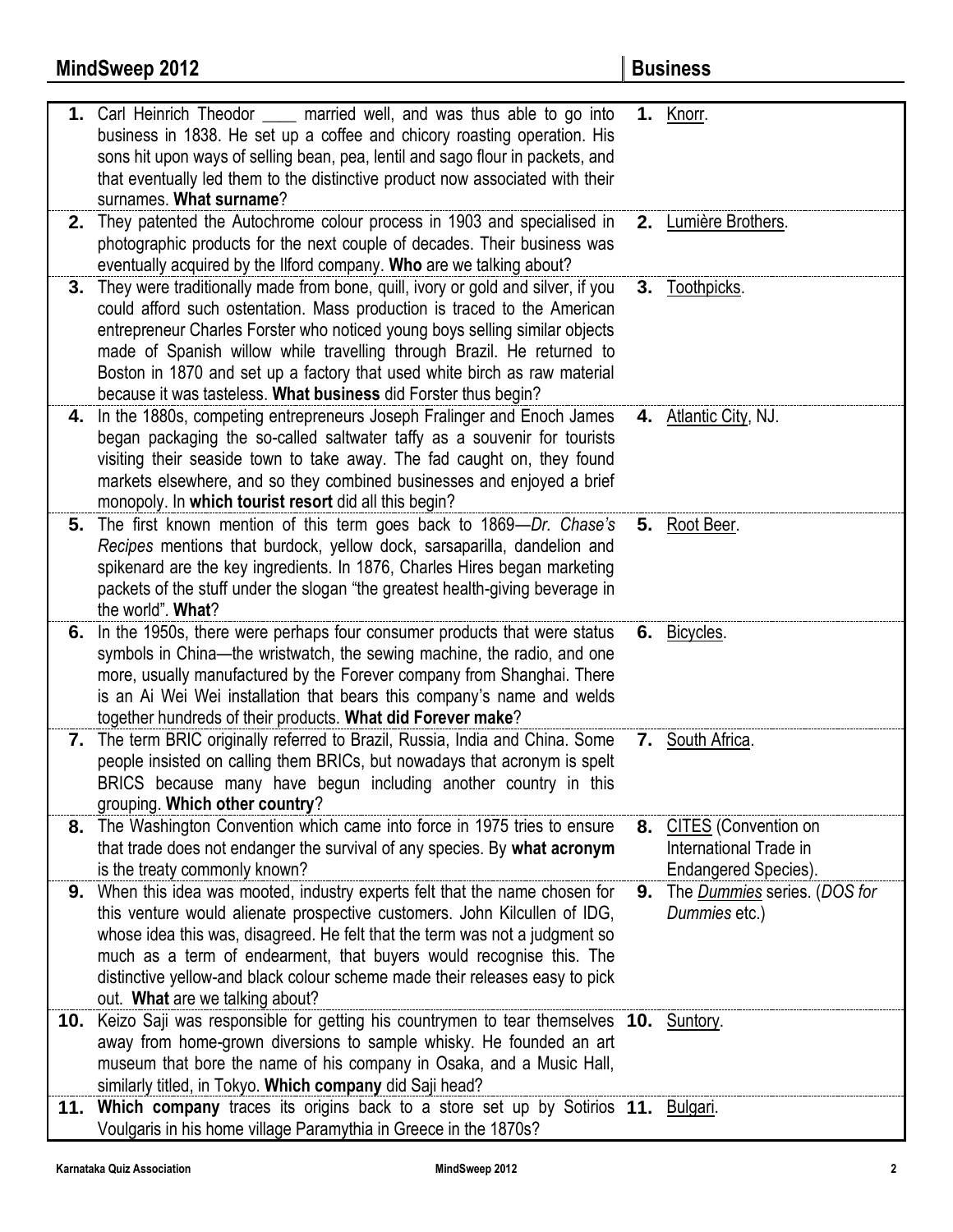| | Question | | Answer |
|---|---|---|---|
| **1.** | Carl Heinrich Theodor ____ married well, and was thus able to go into business in 1838. He set up a coffee and chicory roasting operation. His sons hit upon ways of selling bean, pea, lentil and sago flour in packets, and that eventually led them to the distinctive product now associated with their surnames. **What surname**? | **1.** | Knorr. |
| **2.** | They patented the Autochrome colour process in 1903 and specialised in photographic products for the next couple of decades. Their business was eventually acquired by the Ilford company. **Who** are we talking about? | **2.** | Lumière Brothers. |
| **3.** | They were traditionally made from bone, quill, ivory or gold and silver, if you could afford such ostentation. Mass production is traced to the American entrepreneur Charles Forster who noticed young boys selling similar objects made of Spanish willow while travelling through Brazil. He returned to Boston in 1870 and set up a factory that used white birch as raw material because it was tasteless. **What business** did Forster thus begin? | **3.** | Toothpicks. |
| **4.** | In the 1880s, competing entrepreneurs Joseph Fralinger and Enoch James began packaging the so-called saltwater taffy as a souvenir for tourists visiting their seaside town to take away. The fad caught on, they found markets elsewhere, and so they combined businesses and enjoyed a brief monopoly. In **which tourist resort** did all this begin? | **4.** | Atlantic City, NJ. |
| **5.** | The first known mention of this term goes back to 1869—*Dr. Chase's Recipes* mentions that burdock, yellow dock, sarsaparilla, dandelion and spikenard are the key ingredients. In 1876, Charles Hires began marketing packets of the stuff under the slogan "the greatest health-giving beverage in the world". **What**? | **5.** | Root Beer. |
| **6.** | In the 1950s, there were perhaps four consumer products that were status symbols in China—the wristwatch, the sewing machine, the radio, and one more, usually manufactured by the Forever company from Shanghai. There is an Ai Wei Wei installation that bears this company's name and welds together hundreds of their products. **What did Forever make**? | **6.** | Bicycles. |
| **7.** | The term BRIC originally referred to Brazil, Russia, India and China. Some people insisted on calling them BRICs, but nowadays that acronym is spelt BRICS because many have begun including another country in this grouping. **Which other country**? | **7.** | South Africa. |
| **8.** | The Washington Convention which came into force in 1975 tries to ensure that trade does not endanger the survival of any species. By **what acronym** is the treaty commonly known? | **8.** | CITES (Convention on International Trade in Endangered Species). |
| **9.** | When this idea was mooted, industry experts felt that the name chosen for this venture would alienate prospective customers. John Kilcullen of IDG, whose idea this was, disagreed. He felt that the term was not a judgment so much as a term of endearment, that buyers would recognise this. The distinctive yellow-and black colour scheme made their releases easy to pick out. **What** are we talking about? | **9.** | The *Dummies* series. (*DOS for Dummies* etc.) |
| **10.** | Keizo Saji was responsible for getting his countrymen to tear themselves away from home-grown diversions to sample whisky. He founded an art museum that bore the name of his company in Osaka, and a Music Hall, similarly titled, in Tokyo. **Which company** did Saji head? | **10.** | Suntory. |
| **11.** | **Which company** traces its origins back to a store set up by Sotirios Voulgaris in his home village Paramythia in Greece in the 1870s? | **11.** | Bulgari. |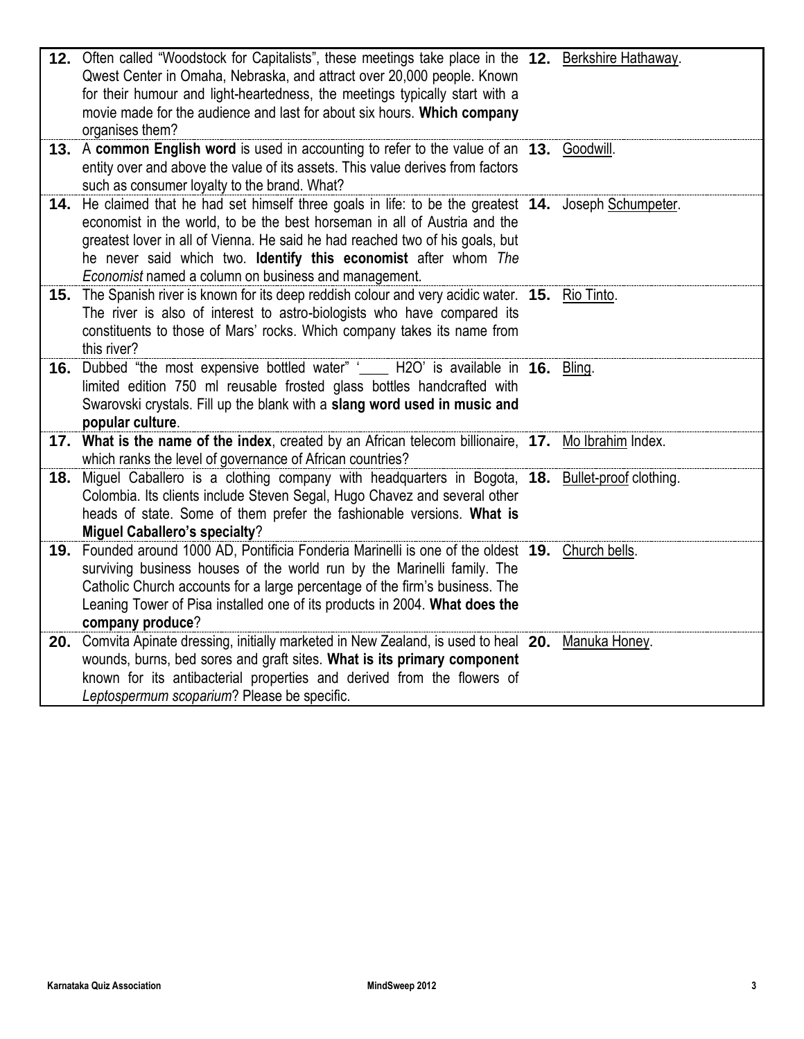| | Question | | Answer |
|---|---|---|---|
| **12.** | Often called "Woodstock for Capitalists", these meetings take place in the Qwest Center in Omaha, Nebraska, and attract over 20,000 people. Known for their humour and light-heartedness, the meetings typically start with a movie made for the audience and last for about six hours. **Which company** organises them? | **12.** | Berkshire Hathaway. |
| **13.** | A **common English word** is used in accounting to refer to the value of an entity over and above the value of its assets. This value derives from factors such as consumer loyalty to the brand. What? | **13.** | Goodwill. |
| **14.** | He claimed that he had set himself three goals in life: to be the greatest economist in the world, to be the best horseman in all of Austria and the greatest lover in all of Vienna. He said he had reached two of his goals, but he never said which two. **Identify this economist** after whom *The Economist* named a column on business and management. | **14.** | Joseph Schumpeter. |
| **15.** | The Spanish river is known for its deep reddish colour and very acidic water. The river is also of interest to astro-biologists who have compared its constituents to those of Mars' rocks. Which company takes its name from this river? | **15.** | Rio Tinto. |
| **16.** | Dubbed "the most expensive bottled water" '____ H2O' is available in limited edition 750 ml reusable frosted glass bottles handcrafted with Swarovski crystals. Fill up the blank with a **slang word used in music and popular culture**. | **16.** | Bling. |
| **17.** | **What is the name of the index**, created by an African telecom billionaire, which ranks the level of governance of African countries? | **17.** | Mo Ibrahim Index. |
| **18.** | Miguel Caballero is a clothing company with headquarters in Bogota, Colombia. Its clients include Steven Segal, Hugo Chavez and several other heads of state. Some of them prefer the fashionable versions. **What is Miguel Caballero's specialty**? | **18.** | Bullet-proof clothing. |
| **19.** | Founded around 1000 AD, Pontificia Fonderia Marinelli is one of the oldest surviving business houses of the world run by the Marinelli family. The Catholic Church accounts for a large percentage of the firm's business. The Leaning Tower of Pisa installed one of its products in 2004. **What does the company produce**? | **19.** | Church bells. |
| **20.** | Comvita Apinate dressing, initially marketed in New Zealand, is used to heal wounds, burns, bed sores and graft sites. **What is its primary component** known for its antibacterial properties and derived from the flowers of *Leptospermum scoparium*? Please be specific. | **20.** | Manuka Honey. |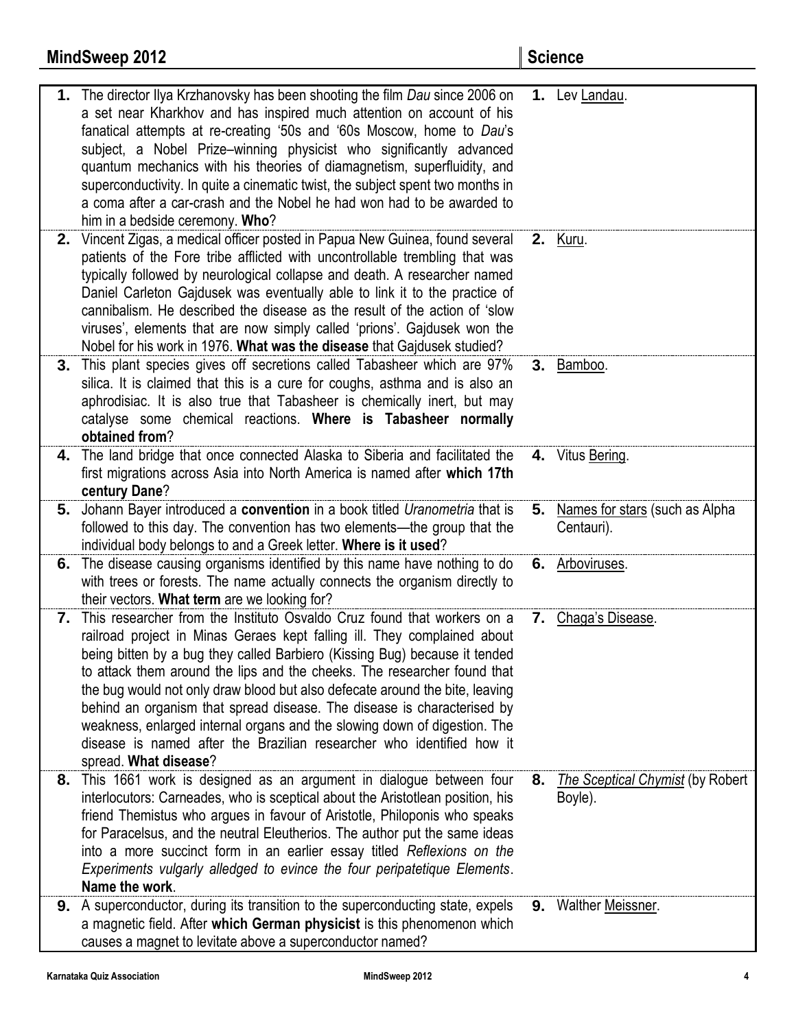| | Question | | Answer |
|---|---|---|---|
| **1.** | The director Ilya Krzhanovsky has been shooting the film *Dau* since 2006 on a set near Kharkhov and has inspired much attention on account of his fanatical attempts at re-creating '50s and '60s Moscow, home to *Dau*'s subject, a Nobel Prize–winning physicist who significantly advanced quantum mechanics with his theories of diamagnetism, superfluidity, and superconductivity. In quite a cinematic twist, the subject spent two months in a coma after a car-crash and the Nobel he had won had to be awarded to him in a bedside ceremony. **Who**? | **1.** | Lev Landau. |
| **2.** | Vincent Zigas, a medical officer posted in Papua New Guinea, found several patients of the Fore tribe afflicted with uncontrollable trembling that was typically followed by neurological collapse and death. A researcher named Daniel Carleton Gajdusek was eventually able to link it to the practice of cannibalism. He described the disease as the result of the action of 'slow viruses', elements that are now simply called 'prions'. Gajdusek won the Nobel for his work in 1976. **What was the disease** that Gajdusek studied? | **2.** | Kuru. |
| **3.** | This plant species gives off secretions called Tabasheer which are 97% silica. It is claimed that this is a cure for coughs, asthma and is also an aphrodisiac. It is also true that Tabasheer is chemically inert, but may catalyse some chemical reactions. **Where is Tabasheer normally obtained from**? | **3.** | Bamboo. |
| **4.** | The land bridge that once connected Alaska to Siberia and facilitated the first migrations across Asia into North America is named after **which 17th century Dane**? | **4.** | Vitus Bering. |
| **5.** | Johann Bayer introduced a **convention** in a book titled *Uranometria* that is followed to this day. The convention has two elements—the group that the individual body belongs to and a Greek letter. **Where is it used**? | **5.** | Names for stars (such as Alpha Centauri). |
| **6.** | The disease causing organisms identified by this name have nothing to do with trees or forests. The name actually connects the organism directly to their vectors. **What term** are we looking for? | **6.** | Arboviruses. |
| **7.** | This researcher from the Instituto Osvaldo Cruz found that workers on a railroad project in Minas Geraes kept falling ill. They complained about being bitten by a bug they called Barbiero (Kissing Bug) because it tended to attack them around the lips and the cheeks. The researcher found that the bug would not only draw blood but also defecate around the bite, leaving behind an organism that spread disease. The disease is characterised by weakness, enlarged internal organs and the slowing down of digestion. The disease is named after the Brazilian researcher who identified how it spread. **What disease**? | **7.** | Chaga's Disease. |
| **8.** | This 1661 work is designed as an argument in dialogue between four interlocutors: Carneades, who is sceptical about the Aristotlean position, his friend Themistus who argues in favour of Aristotle, Philoponis who speaks for Paracelsus, and the neutral Eleutherios. The author put the same ideas into a more succinct form in an earlier essay titled *Reflexions on the Experiments vulgarly alledged to evince the four peripatetique Elements*. **Name the work**. | **8.** | *The Sceptical Chymist* (by Robert Boyle). |
| **9.** | A superconductor, during its transition to the superconducting state, expels a magnetic field. After **which German physicist** is this phenomenon which causes a magnet to levitate above a superconductor named? | **9.** | Walther Meissner. |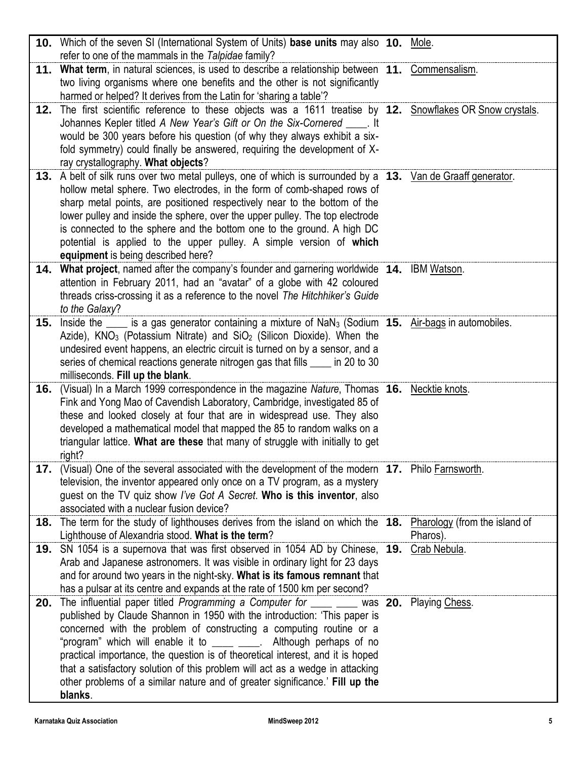| | Question | | Answer |
|---|---|---|---|
| **10.** | Which of the seven SI (International System of Units) **base units** may also refer to one of the mammals in the *Talpidae* family? | **10.** | Mole. |
| **11.** | **What term**, in natural sciences, is used to describe a relationship between two living organisms where one benefits and the other is not significantly harmed or helped? It derives from the Latin for 'sharing a table'? | **11.** | Commensalism. |
| **12.** | The first scientific reference to these objects was a 1611 treatise by Johannes Kepler titled *A New Year's Gift or On the Six-Cornered ____*. It would be 300 years before his question (of why they always exhibit a six-fold symmetry) could finally be answered, requiring the development of X-ray crystallography. **What objects**? | **12.** | Snowflakes OR Snow crystals. |
| **13.** | A belt of silk runs over two metal pulleys, one of which is surrounded by a hollow metal sphere. Two electrodes, in the form of comb-shaped rows of sharp metal points, are positioned respectively near to the bottom of the lower pulley and inside the sphere, over the upper pulley. The top electrode is connected to the sphere and the bottom one to the ground. A high DC potential is applied to the upper pulley. A simple version of **which equipment** is being described here? | **13.** | Van de Graaff generator. |
| **14.** | **What project**, named after the company's founder and garnering worldwide attention in February 2011, had an "avatar" of a globe with 42 coloured threads criss-crossing it as a reference to the novel *The Hitchhiker's Guide to the Galaxy*? | **14.** | IBM Watson. |
| **15.** | Inside the ____ is a gas generator containing a mixture of $NaN_3$ (Sodium Azide), $KNO_3$ (Potassium Nitrate) and $SiO_2$ (Silicon Dioxide). When the undesired event happens, an electric circuit is turned on by a sensor, and a series of chemical reactions generate nitrogen gas that fills ____ in 20 to 30 milliseconds. **Fill up the blank**. | **15.** | Air-bags in automobiles. |
| **16.** | (Visual) In a March 1999 correspondence in the magazine *Nature*, Thomas Fink and Yong Mao of Cavendish Laboratory, Cambridge, investigated 85 of these and looked closely at four that are in widespread use. They also developed a mathematical model that mapped the 85 to random walks on a triangular lattice. **What are these** that many of struggle with initially to get right? | **16.** | Necktie knots. |
| **17.** | (Visual) One of the several associated with the development of the modern television, the inventor appeared only once on a TV program, as a mystery guest on the TV quiz show *I've Got A Secret*. **Who is this inventor**, also associated with a nuclear fusion device? | **17.** | Philo Farnsworth. |
| **18.** | The term for the study of lighthouses derives from the island on which the Lighthouse of Alexandria stood. **What is the term**? | **18.** | Pharology (from the island of Pharos). |
| **19.** | SN 1054 is a supernova that was first observed in 1054 AD by Chinese, Arab and Japanese astronomers. It was visible in ordinary light for 23 days and for around two years in the night-sky. **What is its famous remnant** that has a pulsar at its centre and expands at the rate of 1500 km per second? | **19.** | Crab Nebula. |
| **20.** | The influential paper titled *Programming a Computer for ____ ____* was published by Claude Shannon in 1950 with the introduction: 'This paper is concerned with the problem of constructing a computing routine or a "program" which will enable it to ____ ____. Although perhaps of no practical importance, the question is of theoretical interest, and it is hoped that a satisfactory solution of this problem will act as a wedge in attacking other problems of a similar nature and of greater significance.' **Fill up the blanks**. | **20.** | Playing Chess. |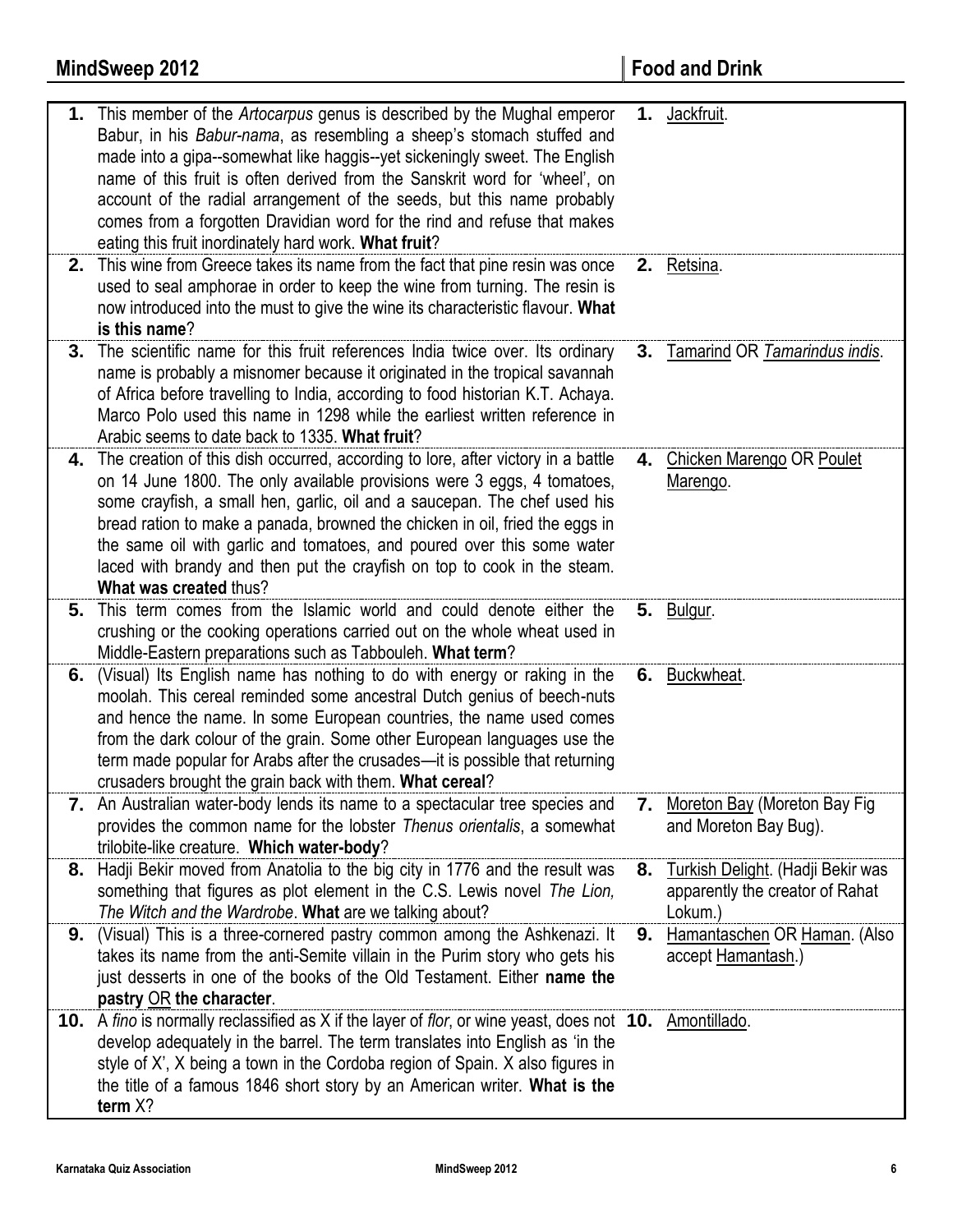## MindSweep 2012 — Food and Drink

| Question | Answer |
|---|---|
| **1.** This member of the *Artocarpus* genus is described by the Mughal emperor Babur, in his *Babur-nama*, as resembling a sheep's stomach stuffed and made into a gipa--somewhat like haggis--yet sickeningly sweet. The English name of this fruit is often derived from the Sanskrit word for 'wheel', on account of the radial arrangement of the seeds, but this name probably comes from a forgotten Dravidian word for the rind and refuse that makes eating this fruit inordinately hard work. **What fruit**? | **1.** Jackfruit. |
| **2.** This wine from Greece takes its name from the fact that pine resin was once used to seal amphorae in order to keep the wine from turning. The resin is now introduced into the must to give the wine its characteristic flavour. **What is this name**? | **2.** Retsina. |
| **3.** The scientific name for this fruit references India twice over. Its ordinary name is probably a misnomer because it originated in the tropical savannah of Africa before travelling to India, according to food historian K.T. Achaya. Marco Polo used this name in 1298 while the earliest written reference in Arabic seems to date back to 1335. **What fruit**? | **3.** Tamarind OR *Tamarindus indis*. |
| **4.** The creation of this dish occurred, according to lore, after victory in a battle on 14 June 1800. The only available provisions were 3 eggs, 4 tomatoes, some crayfish, a small hen, garlic, oil and a saucepan. The chef used his bread ration to make a panada, browned the chicken in oil, fried the eggs in the same oil with garlic and tomatoes, and poured over this some water laced with brandy and then put the crayfish on top to cook in the steam. **What was created** thus? | **4.** Chicken Marengo OR Poulet Marengo. |
| **5.** This term comes from the Islamic world and could denote either the crushing or the cooking operations carried out on the whole wheat used in Middle-Eastern preparations such as Tabbouleh. **What term**? | **5.** Bulgur. |
| **6.** (Visual) Its English name has nothing to do with energy or raking in the moolah. This cereal reminded some ancestral Dutch genius of beech-nuts and hence the name. In some European countries, the name used comes from the dark colour of the grain. Some other European languages use the term made popular for Arabs after the crusades—it is possible that returning crusaders brought the grain back with them. **What cereal**? | **6.** Buckwheat. |
| **7.** An Australian water-body lends its name to a spectacular tree species and provides the common name for the lobster *Thenus orientalis*, a somewhat trilobite-like creature. **Which water-body**? | **7.** Moreton Bay (Moreton Bay Fig and Moreton Bay Bug). |
| **8.** Hadji Bekir moved from Anatolia to the big city in 1776 and the result was something that figures as plot element in the C.S. Lewis novel *The Lion, The Witch and the Wardrobe*. **What** are we talking about? | **8.** Turkish Delight. (Hadji Bekir was apparently the creator of Rahat Lokum.) |
| **9.** (Visual) This is a three-cornered pastry common among the Ashkenazi. It takes its name from the anti-Semite villain in the Purim story who gets his just desserts in one of the books of the Old Testament. Either **name the pastry** OR **the character**. | **9.** Hamantaschen OR Haman. (Also accept Hamantash.) |
| **10.** A *fino* is normally reclassified as X if the layer of *flor*, or wine yeast, does not develop adequately in the barrel. The term translates into English as 'in the style of X', X being a town in the Cordoba region of Spain. X also figures in the title of a famous 1846 short story by an American writer. **What is the term** X? | **10.** Amontillado. |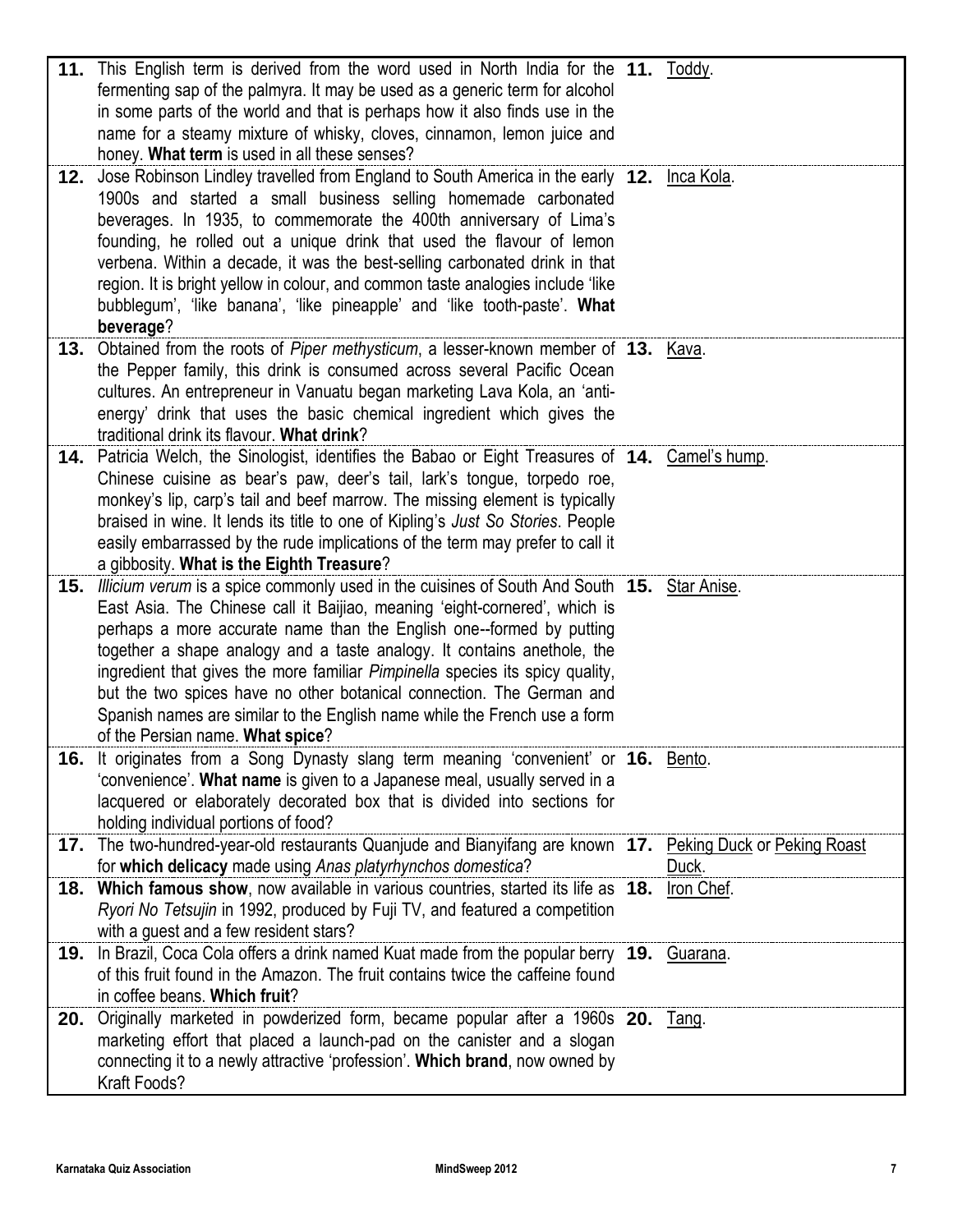| | | | |
|---|---|---|---|
| **11.** | This English term is derived from the word used in North India for the fermenting sap of the palmyra. It may be used as a generic term for alcohol in some parts of the world and that is perhaps how it also finds use in the name for a steamy mixture of whisky, cloves, cinnamon, lemon juice and honey. **What term** is used in all these senses? | **11.** | Toddy. |
| **12.** | Jose Robinson Lindley travelled from England to South America in the early 1900s and started a small business selling homemade carbonated beverages. In 1935, to commemorate the 400th anniversary of Lima's founding, he rolled out a unique drink that used the flavour of lemon verbena. Within a decade, it was the best-selling carbonated drink in that region. It is bright yellow in colour, and common taste analogies include 'like bubblegum', 'like banana', 'like pineapple' and 'like tooth-paste'. **What beverage**? | **12.** | Inca Kola. |
| **13.** | Obtained from the roots of *Piper methysticum*, a lesser-known member of the Pepper family, this drink is consumed across several Pacific Ocean cultures. An entrepreneur in Vanuatu began marketing Lava Kola, an 'anti-energy' drink that uses the basic chemical ingredient which gives the traditional drink its flavour. **What drink**? | **13.** | Kava. |
| **14.** | Patricia Welch, the Sinologist, identifies the Babao or Eight Treasures of Chinese cuisine as bear's paw, deer's tail, lark's tongue, torpedo roe, monkey's lip, carp's tail and beef marrow. The missing element is typically braised in wine. It lends its title to one of Kipling's *Just So Stories*. People easily embarrassed by the rude implications of the term may prefer to call it a gibbosity. **What is the Eighth Treasure**? | **14.** | Camel's hump. |
| **15.** | *Illicium verum* is a spice commonly used in the cuisines of South And South East Asia. The Chinese call it Baijiao, meaning 'eight-cornered', which is perhaps a more accurate name than the English one--formed by putting together a shape analogy and a taste analogy. It contains anethole, the ingredient that gives the more familiar *Pimpinella* species its spicy quality, but the two spices have no other botanical connection. The German and Spanish names are similar to the English name while the French use a form of the Persian name. **What spice**? | **15.** | Star Anise. |
| **16.** | It originates from a Song Dynasty slang term meaning 'convenient' or 'convenience'. **What name** is given to a Japanese meal, usually served in a lacquered or elaborately decorated box that is divided into sections for holding individual portions of food? | **16.** | Bento. |
| **17.** | The two-hundred-year-old restaurants Quanjude and Bianyifang are known for **which delicacy** made using *Anas platyrhynchos domestica*? | **17.** | Peking Duck or Peking Roast Duck. |
| **18.** | **Which famous show**, now available in various countries, started its life as *Ryori No Tetsujin* in 1992, produced by Fuji TV, and featured a competition with a guest and a few resident stars? | **18.** | Iron Chef. |
| **19.** | In Brazil, Coca Cola offers a drink named Kuat made from the popular berry of this fruit found in the Amazon. The fruit contains twice the caffeine found in coffee beans. **Which fruit**? | **19.** | Guarana. |
| **20.** | Originally marketed in powderized form, became popular after a 1960s marketing effort that placed a launch-pad on the canister and a slogan connecting it to a newly attractive 'profession'. **Which brand**, now owned by Kraft Foods? | **20.** | Tang. |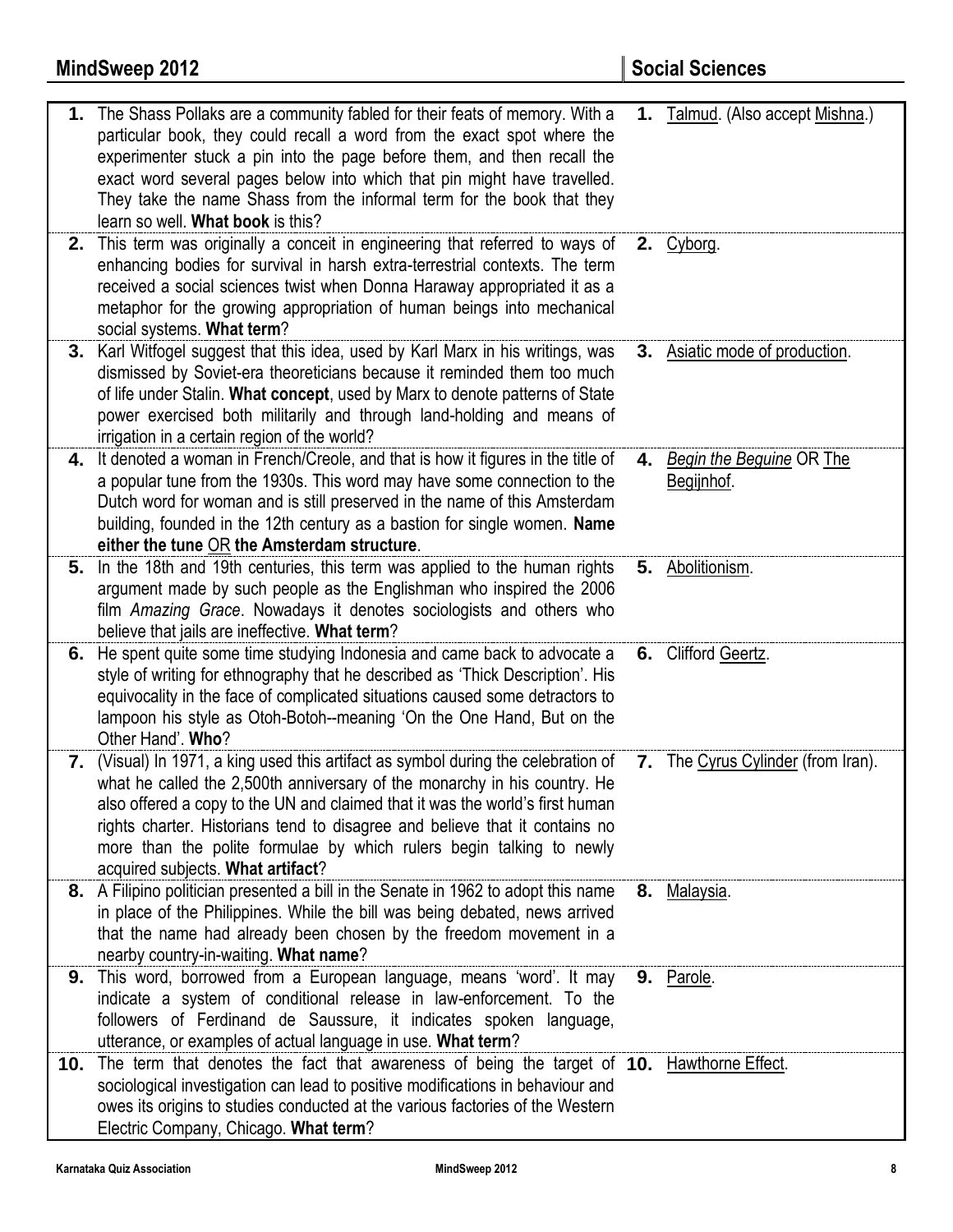## MindSweep 2012 — Social Sciences

| # | Question | # | Answer |
|---|---|---|---|
| **1.** | The Shass Pollaks are a community fabled for their feats of memory. With a particular book, they could recall a word from the exact spot where the experimenter stuck a pin into the page before them, and then recall the exact word several pages below into which that pin might have travelled. They take the name Shass from the informal term for the book that they learn so well. **What book** is this? | **1.** | Talmud. (Also accept Mishna.) |
| **2.** | This term was originally a conceit in engineering that referred to ways of enhancing bodies for survival in harsh extra-terrestrial contexts. The term received a social sciences twist when Donna Haraway appropriated it as a metaphor for the growing appropriation of human beings into mechanical social systems. **What term**? | **2.** | Cyborg. |
| **3.** | Karl Witfogel suggest that this idea, used by Karl Marx in his writings, was dismissed by Soviet-era theoreticians because it reminded them too much of life under Stalin. **What concept**, used by Marx to denote patterns of State power exercised both militarily and through land-holding and means of irrigation in a certain region of the world? | **3.** | Asiatic mode of production. |
| **4.** | It denoted a woman in French/Creole, and that is how it figures in the title of a popular tune from the 1930s. This word may have some connection to the Dutch word for woman and is still preserved in the name of this Amsterdam building, founded in the 12th century as a bastion for single women. **Name either the tune** OR **the Amsterdam structure**. | **4.** | *Begin the Beguine* OR The Begijnhof. |
| **5.** | In the 18th and 19th centuries, this term was applied to the human rights argument made by such people as the Englishman who inspired the 2006 film *Amazing Grace*. Nowadays it denotes sociologists and others who believe that jails are ineffective. **What term**? | **5.** | Abolitionism. |
| **6.** | He spent quite some time studying Indonesia and came back to advocate a style of writing for ethnography that he described as 'Thick Description'. His equivocality in the face of complicated situations caused some detractors to lampoon his style as Otoh-Botoh--meaning 'On the One Hand, But on the Other Hand'. **Who**? | **6.** | Clifford Geertz. |
| **7.** | (Visual) In 1971, a king used this artifact as symbol during the celebration of what he called the 2,500th anniversary of the monarchy in his country. He also offered a copy to the UN and claimed that it was the world's first human rights charter. Historians tend to disagree and believe that it contains no more than the polite formulae by which rulers begin talking to newly acquired subjects. **What artifact**? | **7.** | The Cyrus Cylinder (from Iran). |
| **8.** | A Filipino politician presented a bill in the Senate in 1962 to adopt this name in place of the Philippines. While the bill was being debated, news arrived that the name had already been chosen by the freedom movement in a nearby country-in-waiting. **What name**? | **8.** | Malaysia. |
| **9.** | This word, borrowed from a European language, means 'word'. It may indicate a system of conditional release in law-enforcement. To the followers of Ferdinand de Saussure, it indicates spoken language, utterance, or examples of actual language in use. **What term**? | **9.** | Parole. |
| **10.** | The term that denotes the fact that awareness of being the target of sociological investigation can lead to positive modifications in behaviour and owes its origins to studies conducted at the various factories of the Western Electric Company, Chicago. **What term**? | **10.** | Hawthorne Effect. |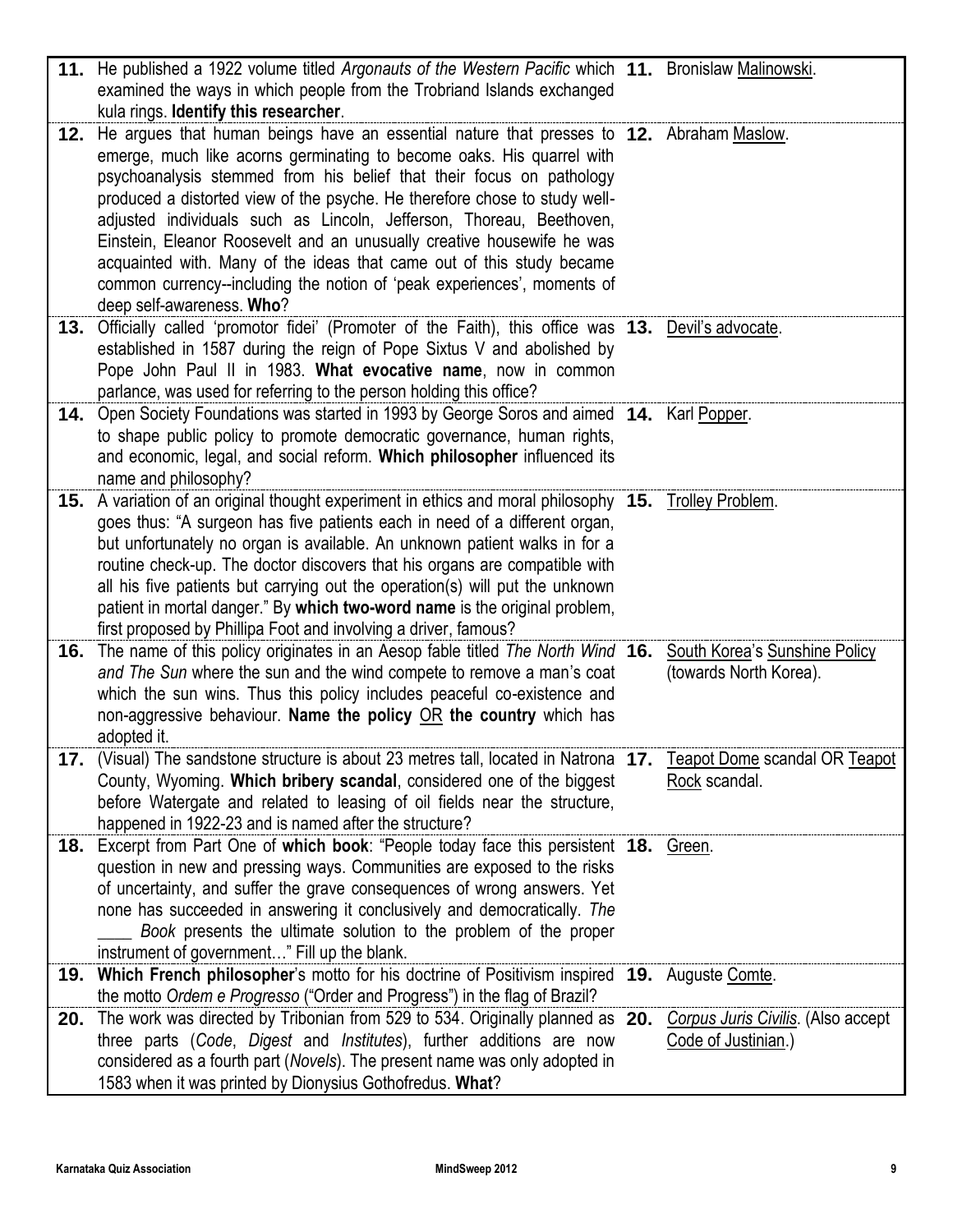| | Question | | Answer |
|---|---|---|---|
| **11.** | He published a 1922 volume titled *Argonauts of the Western Pacific* which examined the ways in which people from the Trobriand Islands exchanged kula rings. **Identify this researcher**. | **11.** | Bronislaw Malinowski. |
| **12.** | He argues that human beings have an essential nature that presses to emerge, much like acorns germinating to become oaks. His quarrel with psychoanalysis stemmed from his belief that their focus on pathology produced a distorted view of the psyche. He therefore chose to study well-adjusted individuals such as Lincoln, Jefferson, Thoreau, Beethoven, Einstein, Eleanor Roosevelt and an unusually creative housewife he was acquainted with. Many of the ideas that came out of this study became common currency--including the notion of 'peak experiences', moments of deep self-awareness. **Who**? | **12.** | Abraham Maslow. |
| **13.** | Officially called 'promotor fidei' (Promoter of the Faith), this office was established in 1587 during the reign of Pope Sixtus V and abolished by Pope John Paul II in 1983. **What evocative name**, now in common parlance, was used for referring to the person holding this office? | **13.** | Devil's advocate. |
| **14.** | Open Society Foundations was started in 1993 by George Soros and aimed to shape public policy to promote democratic governance, human rights, and economic, legal, and social reform. **Which philosopher** influenced its name and philosophy? | **14.** | Karl Popper. |
| **15.** | A variation of an original thought experiment in ethics and moral philosophy goes thus: "A surgeon has five patients each in need of a different organ, but unfortunately no organ is available. An unknown patient walks in for a routine check-up. The doctor discovers that his organs are compatible with all his five patients but carrying out the operation(s) will put the unknown patient in mortal danger." By **which two-word name** is the original problem, first proposed by Phillipa Foot and involving a driver, famous? | **15.** | Trolley Problem. |
| **16.** | The name of this policy originates in an Aesop fable titled *The North Wind and The Sun* where the sun and the wind compete to remove a man's coat which the sun wins. Thus this policy includes peaceful co-existence and non-aggressive behaviour. **Name the policy** OR **the country** which has adopted it. | **16.** | South Korea's Sunshine Policy (towards North Korea). |
| **17.** | (Visual) The sandstone structure is about 23 metres tall, located in Natrona County, Wyoming. **Which bribery scandal**, considered one of the biggest before Watergate and related to leasing of oil fields near the structure, happened in 1922-23 and is named after the structure? | **17.** | Teapot Dome scandal OR Teapot Rock scandal. |
| **18.** | Excerpt from Part One of **which book**: "People today face this persistent question in new and pressing ways. Communities are exposed to the risks of uncertainty, and suffer the grave consequences of wrong answers. Yet none has succeeded in answering it conclusively and democratically. *The ____ Book* presents the ultimate solution to the problem of the proper instrument of government…" Fill up the blank. | **18.** | Green. |
| **19.** | **Which French philosopher**'s motto for his doctrine of Positivism inspired the motto *Ordem e Progresso* ("Order and Progress") in the flag of Brazil? | **19.** | Auguste Comte. |
| **20.** | The work was directed by Tribonian from 529 to 534. Originally planned as three parts (*Code*, *Digest* and *Institutes*), further additions are now considered as a fourth part (*Novels*). The present name was only adopted in 1583 when it was printed by Dionysius Gothofredus. **What**? | **20.** | *Corpus Juris Civilis*. (Also accept Code of Justinian.) |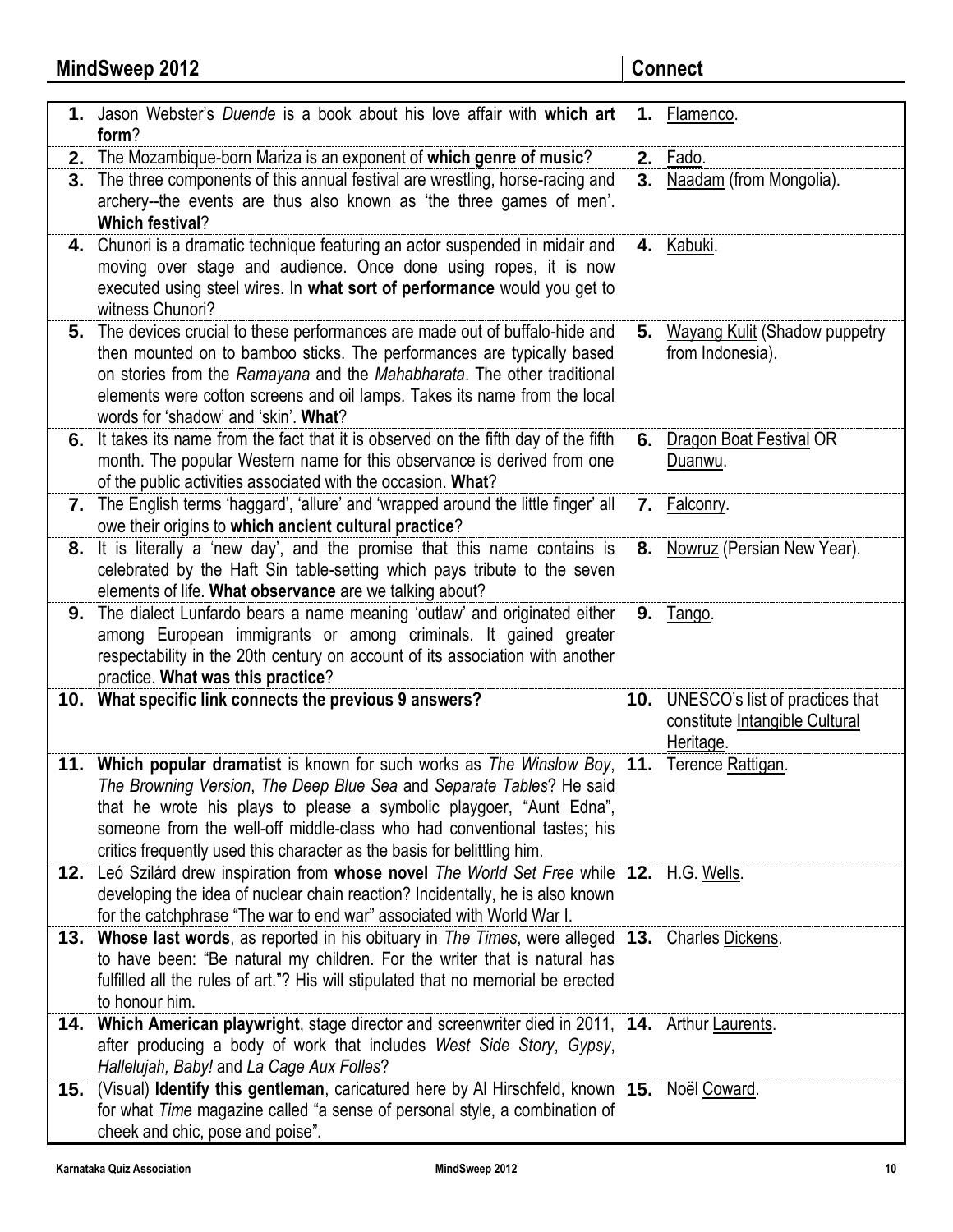| # | Question | # | Answer |
|---|---|---|---|
| **1.** | Jason Webster's *Duende* is a book about his love affair with **which art form**? | **1.** | Flamenco. |
| **2.** | The Mozambique-born Mariza is an exponent of **which genre of music**? | **2.** | Fado. |
| **3.** | The three components of this annual festival are wrestling, horse-racing and archery--the events are thus also known as 'the three games of men'. **Which festival**? | **3.** | Naadam (from Mongolia). |
| **4.** | Chunori is a dramatic technique featuring an actor suspended in midair and moving over stage and audience. Once done using ropes, it is now executed using steel wires. In **what sort of performance** would you get to witness Chunori? | **4.** | Kabuki. |
| **5.** | The devices crucial to these performances are made out of buffalo-hide and then mounted on to bamboo sticks. The performances are typically based on stories from the *Ramayana* and the *Mahabharata*. The other traditional elements were cotton screens and oil lamps. Takes its name from the local words for 'shadow' and 'skin'. **What**? | **5.** | Wayang Kulit (Shadow puppetry from Indonesia). |
| **6.** | It takes its name from the fact that it is observed on the fifth day of the fifth month. The popular Western name for this observance is derived from one of the public activities associated with the occasion. **What**? | **6.** | Dragon Boat Festival OR Duanwu. |
| **7.** | The English terms 'haggard', 'allure' and 'wrapped around the little finger' all owe their origins to **which ancient cultural practice**? | **7.** | Falconry. |
| **8.** | It is literally a 'new day', and the promise that this name contains is celebrated by the Haft Sin table-setting which pays tribute to the seven elements of life. **What observance** are we talking about? | **8.** | Nowruz (Persian New Year). |
| **9.** | The dialect Lunfardo bears a name meaning 'outlaw' and originated either among European immigrants or among criminals. It gained greater respectability in the 20th century on account of its association with another practice. **What was this practice**? | **9.** | Tango. |
| **10.** | **What specific link connects the previous 9 answers?** | **10.** | UNESCO's list of practices that constitute Intangible Cultural Heritage. |
| **11.** | **Which popular dramatist** is known for such works as *The Winslow Boy*, *The Browning Version*, *The Deep Blue Sea* and *Separate Tables*? He said that he wrote his plays to please a symbolic playgoer, "Aunt Edna", someone from the well-off middle-class who had conventional tastes; his critics frequently used this character as the basis for belittling him. | **11.** | Terence Rattigan. |
| **12.** | Leó Szilárd drew inspiration from **whose novel** *The World Set Free* while developing the idea of nuclear chain reaction? Incidentally, he is also known for the catchphrase "The war to end war" associated with World War I. | **12.** | H.G. Wells. |
| **13.** | **Whose last words**, as reported in his obituary in *The Times*, were alleged to have been: "Be natural my children. For the writer that is natural has fulfilled all the rules of art."? His will stipulated that no memorial be erected to honour him. | **13.** | Charles Dickens. |
| **14.** | **Which American playwright**, stage director and screenwriter died in 2011, after producing a body of work that includes *West Side Story*, *Gypsy*, *Hallelujah, Baby!* and *La Cage Aux Folles*? | **14.** | Arthur Laurents. |
| **15.** | (Visual) **Identify this gentleman**, caricatured here by Al Hirschfeld, known for what *Time* magazine called "a sense of personal style, a combination of cheek and chic, pose and poise". | **15.** | Noël Coward. |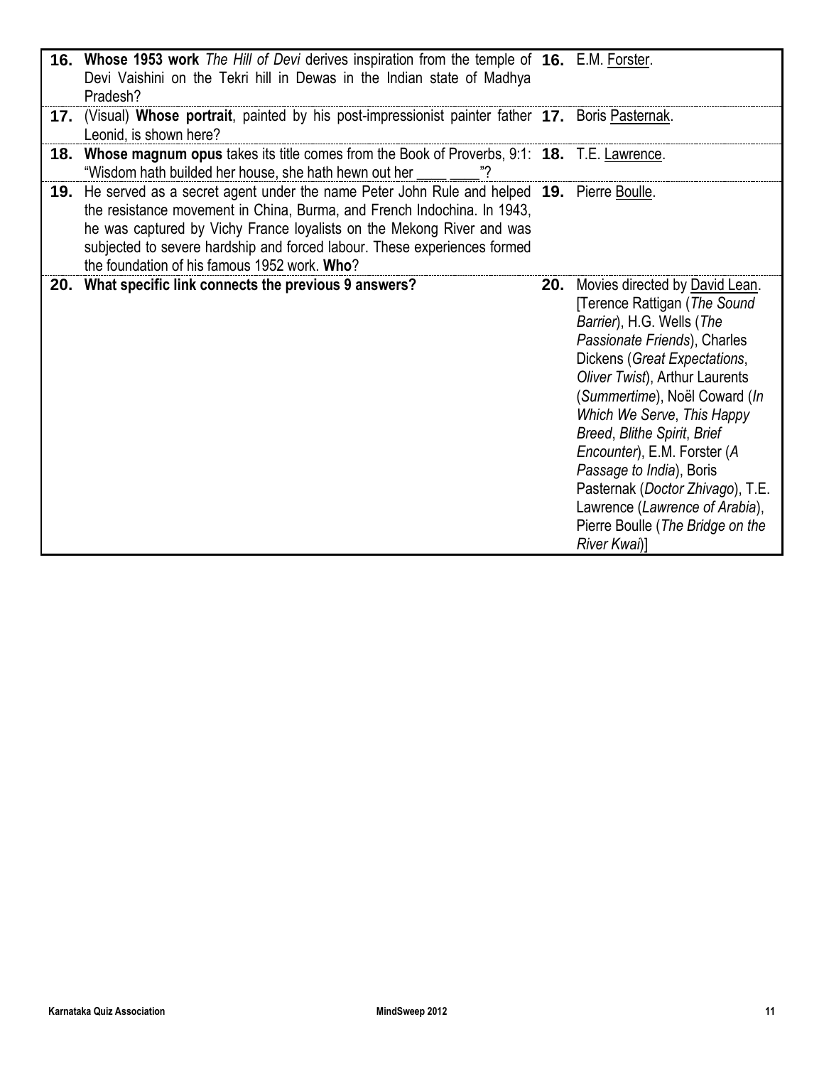| | | | |
|---|---|---|---|
| **16.** | **Whose 1953 work** *The Hill of Devi* derives inspiration from the temple of Devi Vaishini on the Tekri hill in Dewas in the Indian state of Madhya Pradesh? | **16.** | E.M. <u>Forster</u>. |
| **17.** | (Visual) **Whose portrait**, painted by his post-impressionist painter father Leonid, is shown here? | **17.** | Boris <u>Pasternak</u>. |
| **18.** | **Whose magnum opus** takes its title comes from the Book of Proverbs, 9:1: "Wisdom hath builded her house, she hath hewn out her ____ ____"? | **18.** | T.E. <u>Lawrence</u>. |
| **19.** | He served as a secret agent under the name Peter John Rule and helped the resistance movement in China, Burma, and French Indochina. In 1943, he was captured by Vichy France loyalists on the Mekong River and was subjected to severe hardship and forced labour. These experiences formed the foundation of his famous 1952 work. **Who**? | **19.** | Pierre <u>Boulle</u>. |
| **20.** | **What specific link connects the previous 9 answers?** | **20.** | Movies directed by <u>David Lean</u>. [Terence Rattigan (*The Sound Barrier*), H.G. Wells (*The Passionate Friends*), Charles Dickens (*Great Expectations*, *Oliver Twist*), Arthur Laurents (*Summertime*), Noël Coward (*In Which We Serve*, *This Happy Breed*, *Blithe Spirit*, *Brief Encounter*), E.M. Forster (*A Passage to India*), Boris Pasternak (*Doctor Zhivago*), T.E. Lawrence (*Lawrence of Arabia*), Pierre Boulle (*The Bridge on the River Kwai*)] |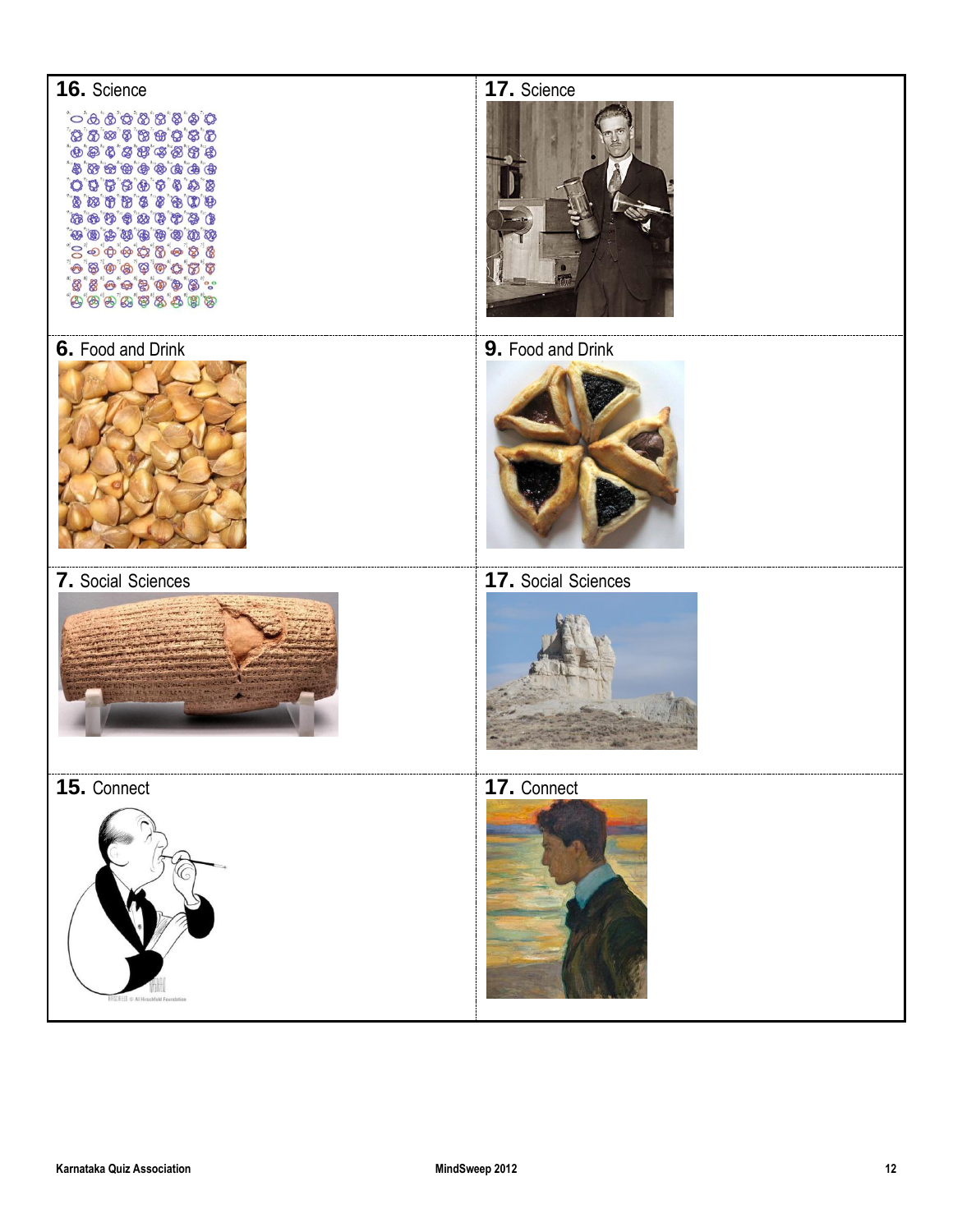**16.** Science

**17.** Science

**6.** Food and Drink

**9.** Food and Drink

**7.** Social Sciences

**17.** Social Sciences

**15.** Connect

**17.** Connect